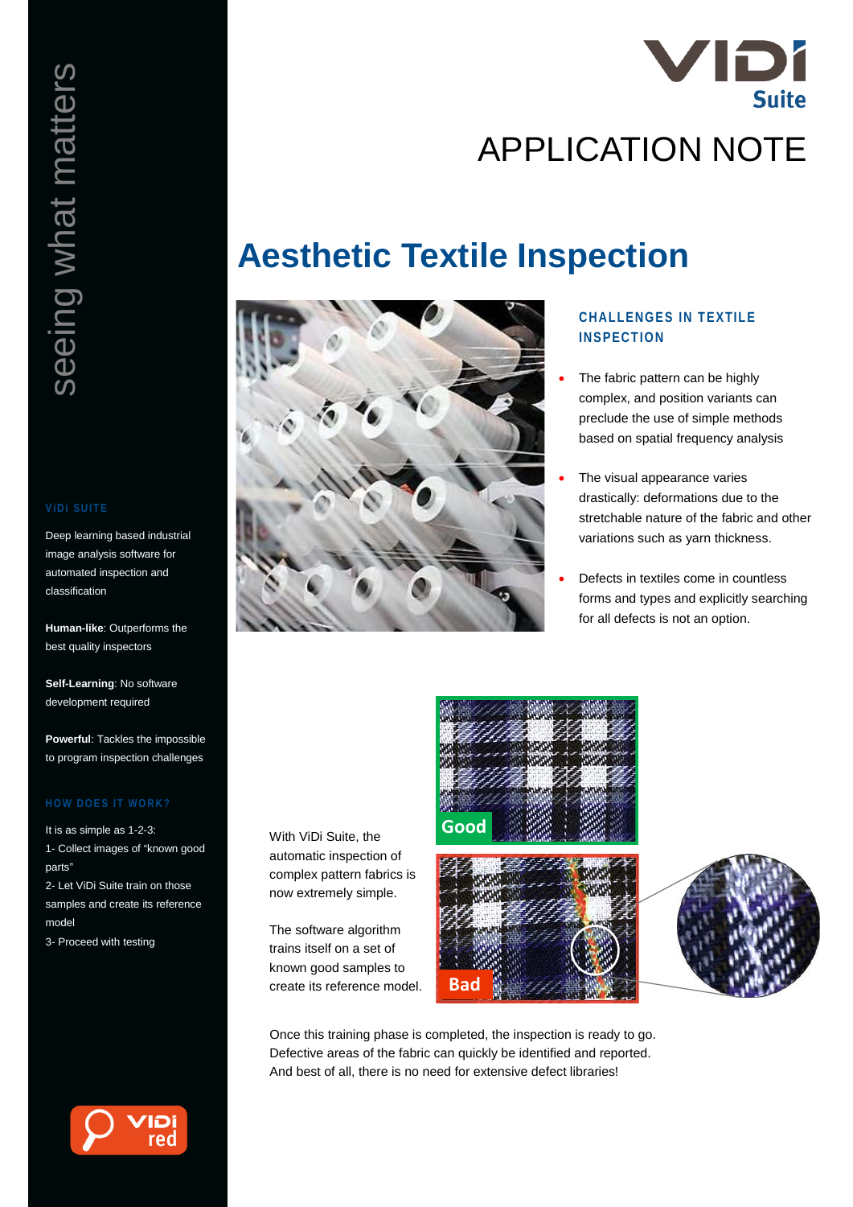# APPLICATION NOTE

# Aesthetic Textile Inspection

## CHALLENGES IN TEXTILE INSPECTION

- The fabric pattern can be highly complex, and position variants can preclude the use of simple methods based on spatial frequency analysis
- The visual appearance varies drastically: deformations due to the stretchable nature of the fabric and other variations such as yarn thickness.
- Defects in textiles come in countless forms and types and explicitly searching for all defects is not an option.

With ViDi Suite, the automatic inspection of complex pattern fabrics is now extremely simple.

The software algorithm trains itself on a set of known good samples to create its reference model.

Good

Bad

Once this training phase is completed, the inspection is ready to go. Defective areas of the fabric can quickly be identified and reported. And best of all, there is no need for extensive defect libraries!

seeing what matters

### ViDi SUITE

Deep learning based industrial image analysis software for automated inspection and classification

**Human-like**: Outperforms the best quality inspectors

**Self-Learning**: No software development required

**Powerful**: Tackles the impossible to program inspection challenges

### HOW DOES IT WORK?

It is as simple as 1-2-3:

1- Collect images of "known good parts"

2- Let ViDi Suite train on those samples and create its reference model

3- Proceed with testing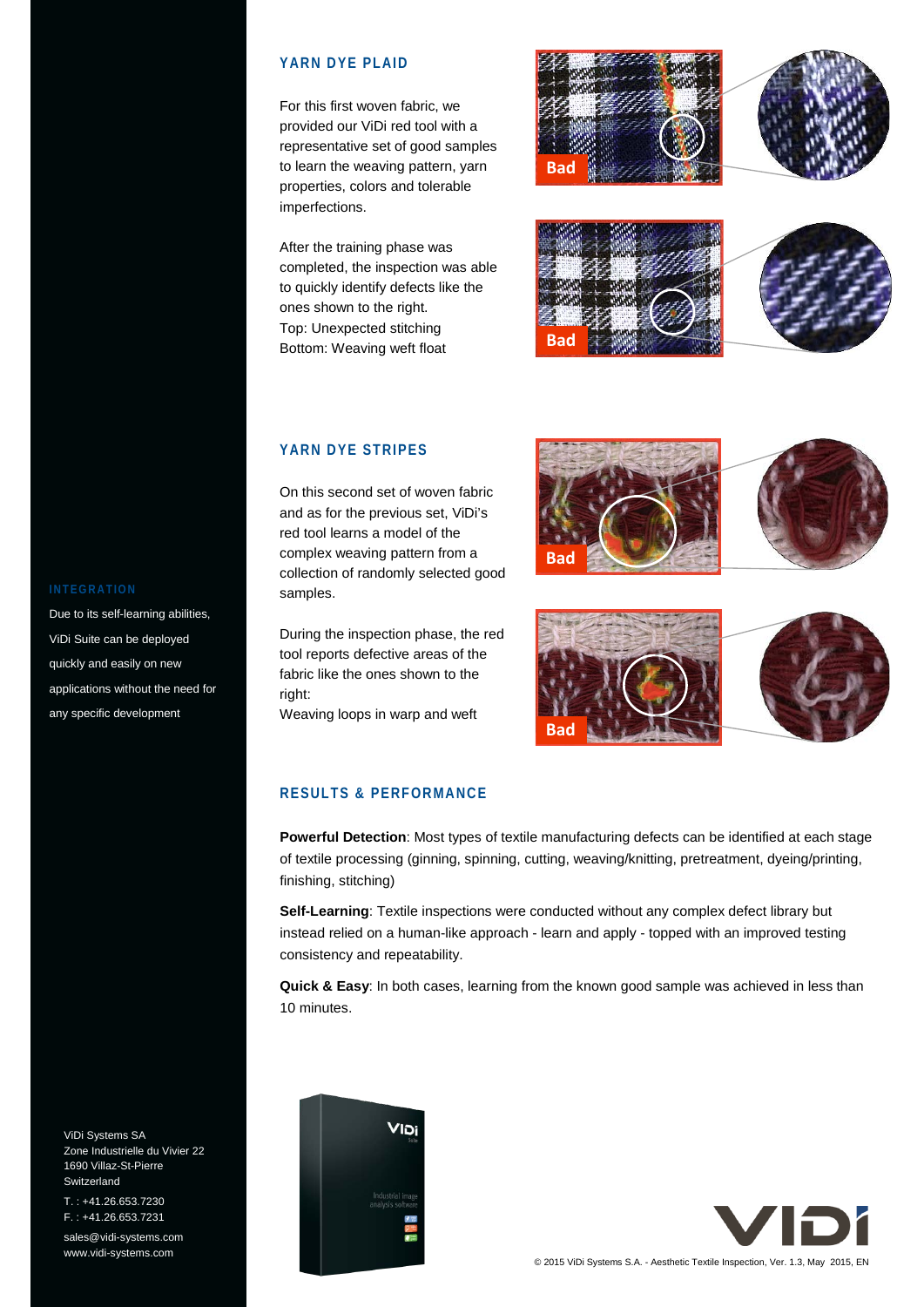## YARN DYE PLAID

For this first woven fabric, we provided our ViDi red tool with a representative set of good samples to learn the weaving pattern, yarn properties, colors and tolerable imperfections.

After the training phase was completed, the inspection was able to quickly identify defects like the ones shown to the right.
Top: Unexpected stitching
Bottom: Weaving weft float

Bad

Bad

## YARN DYE STRIPES

On this second set of woven fabric and as for the previous set, ViDi's red tool learns a model of the complex weaving pattern from a collection of randomly selected good samples.

During the inspection phase, the red tool reports defective areas of the fabric like the ones shown to the right:
Weaving loops in warp and weft

Bad

Bad

## RESULTS & PERFORMANCE

**Powerful Detection**: Most types of textile manufacturing defects can be identified at each stage of textile processing (ginning, spinning, cutting, weaving/knitting, pretreatment, dyeing/printing, finishing, stitching)

**Self-Learning**: Textile inspections were conducted without any complex defect library but instead relied on a human-like approach - learn and apply - topped with an improved testing consistency and repeatability.

**Quick & Easy**: In both cases, learning from the known good sample was achieved in less than 10 minutes.

### INTEGRATION

Due to its self-learning abilities, ViDi Suite can be deployed quickly and easily on new applications without the need for any specific development

ViDi Systems SA
Zone Industrielle du Vivier 22
1690 Villaz-St-Pierre
Switzerland

T. : +41.26.653.7230
F. : +41.26.653.7231

sales@vidi-systems.com
www.vidi-systems.com

© 2015 ViDi Systems S.A. - Aesthetic Textile Inspection, Ver. 1.3, May 2015, EN